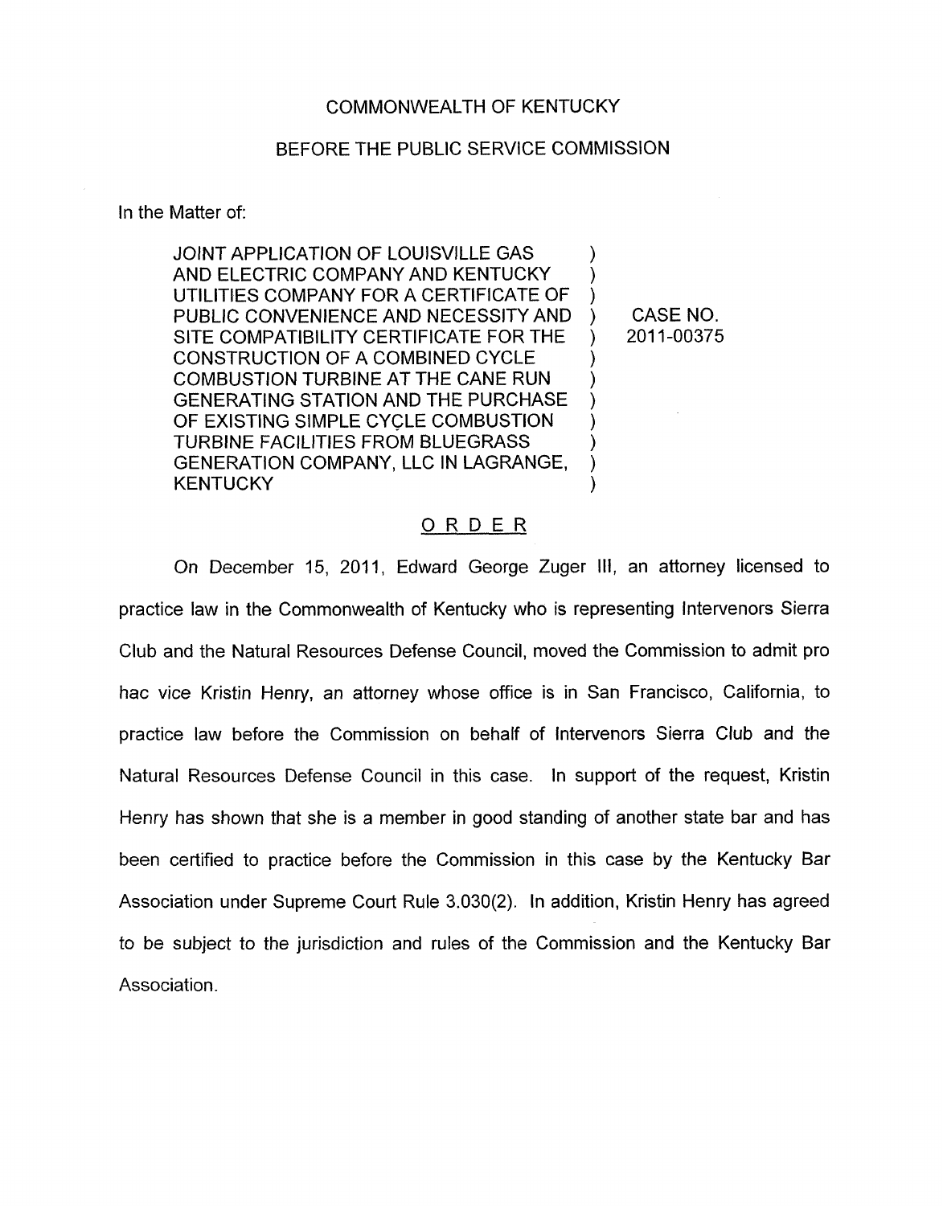COMMONWEALTH OF KENTUCKY

BEFORE THE PUBLIC SERVICE COMMISSION

In the Matter of:

| | | |
|---|---|---|
| JOINT APPLICATION OF LOUISVILLE GAS AND ELECTRIC COMPANY AND KENTUCKY UTILITIES COMPANY FOR A CERTIFICATE OF PUBLIC CONVENIENCE AND NECESSITY AND SITE COMPATIBILITY CERTIFICATE FOR THE CONSTRUCTION OF A COMBINED CYCLE COMBUSTION TURBINE AT THE CANE RUN GENERATING STATION AND THE PURCHASE OF EXISTING SIMPLE CYCLE COMBUSTION TURBINE FACILITIES FROM BLUEGRASS GENERATION COMPANY, LLC IN LAGRANGE, KENTUCKY | ) | CASE NO. 2011-00375 |

## ORDER

On December 15, 2011, Edward George Zuger III, an attorney licensed to practice law in the Commonwealth of Kentucky who is representing Intervenors Sierra Club and the Natural Resources Defense Council, moved the Commission to admit pro hac vice Kristin Henry, an attorney whose office is in San Francisco, California, to practice law before the Commission on behalf of Intervenors Sierra Club and the Natural Resources Defense Council in this case. In support of the request, Kristin Henry has shown that she is a member in good standing of another state bar and has been certified to practice before the Commission in this case by the Kentucky Bar Association under Supreme Court Rule 3.030(2). In addition, Kristin Henry has agreed to be subject to the jurisdiction and rules of the Commission and the Kentucky Bar Association.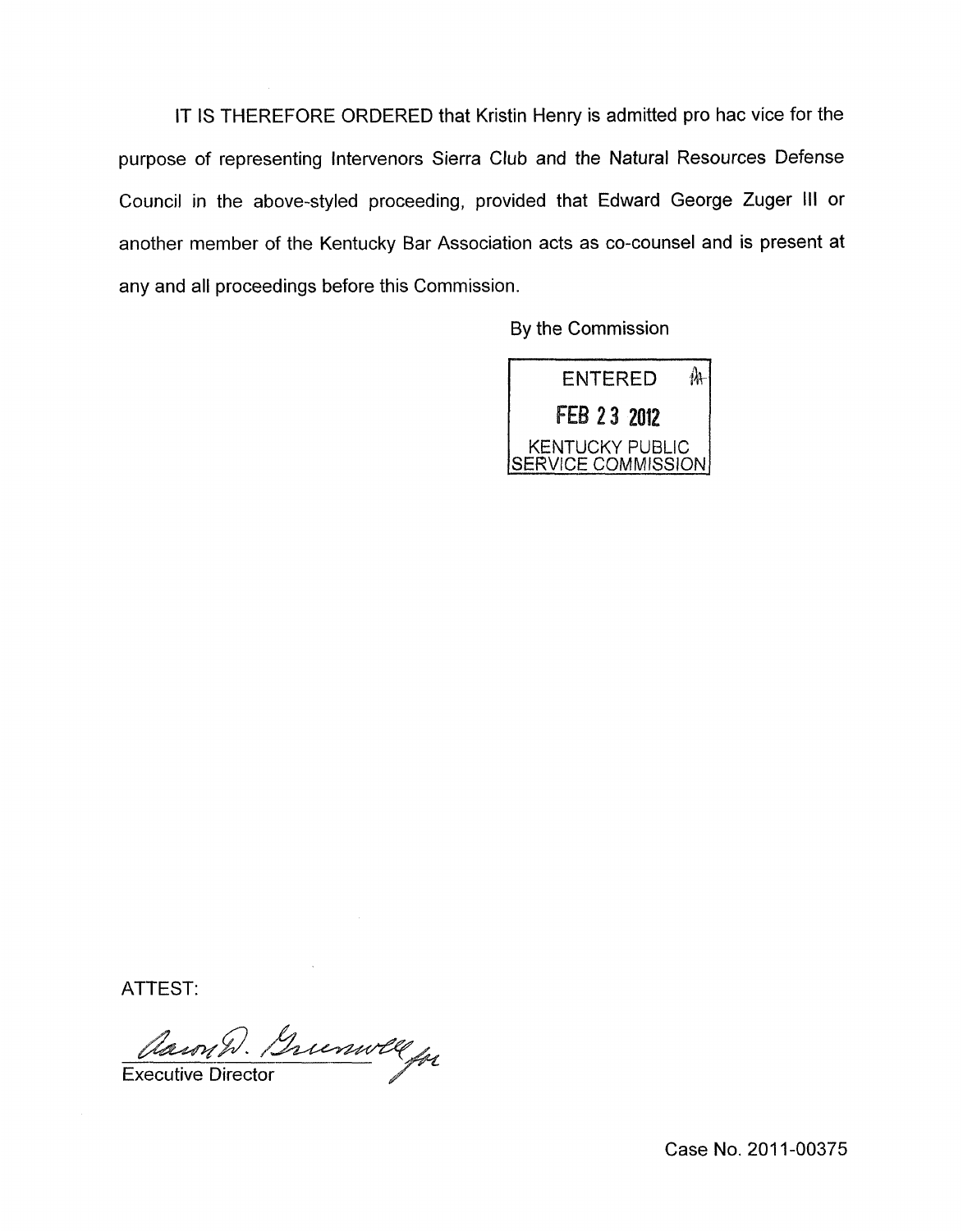IT IS THEREFORE ORDERED that Kristin Henry is admitted pro hac vice for the purpose of representing Intervenors Sierra Club and the Natural Resources Defense Council in the above-styled proceeding, provided that Edward George Zuger III or another member of the Kentucky Bar Association acts as co-counsel and is present at any and all proceedings before this Commission.

By the Commission

ENTERED
FEB 23 2012
KENTUCKY PUBLIC SERVICE COMMISSION

ATTEST:

Aaron D. Greenwell for
Executive Director

Case No. 2011-00375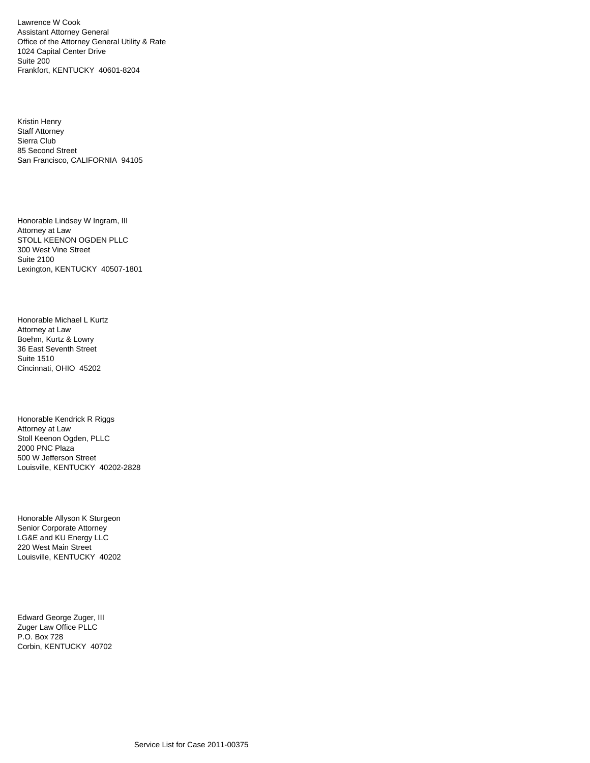Lawrence W Cook
Assistant Attorney General
Office of the Attorney General Utility & Rate
1024 Capital Center Drive
Suite 200
Frankfort, KENTUCKY 40601-8204

Kristin Henry
Staff Attorney
Sierra Club
85 Second Street
San Francisco, CALIFORNIA 94105

Honorable Lindsey W Ingram, III
Attorney at Law
STOLL KEENON OGDEN PLLC
300 West Vine Street
Suite 2100
Lexington, KENTUCKY 40507-1801

Honorable Michael L Kurtz
Attorney at Law
Boehm, Kurtz & Lowry
36 East Seventh Street
Suite 1510
Cincinnati, OHIO 45202

Honorable Kendrick R Riggs
Attorney at Law
Stoll Keenon Ogden, PLLC
2000 PNC Plaza
500 W Jefferson Street
Louisville, KENTUCKY 40202-2828

Honorable Allyson K Sturgeon
Senior Corporate Attorney
LG&E and KU Energy LLC
220 West Main Street
Louisville, KENTUCKY 40202

Edward George Zuger, III
Zuger Law Office PLLC
P.O. Box 728
Corbin, KENTUCKY 40702

Service List for Case 2011-00375